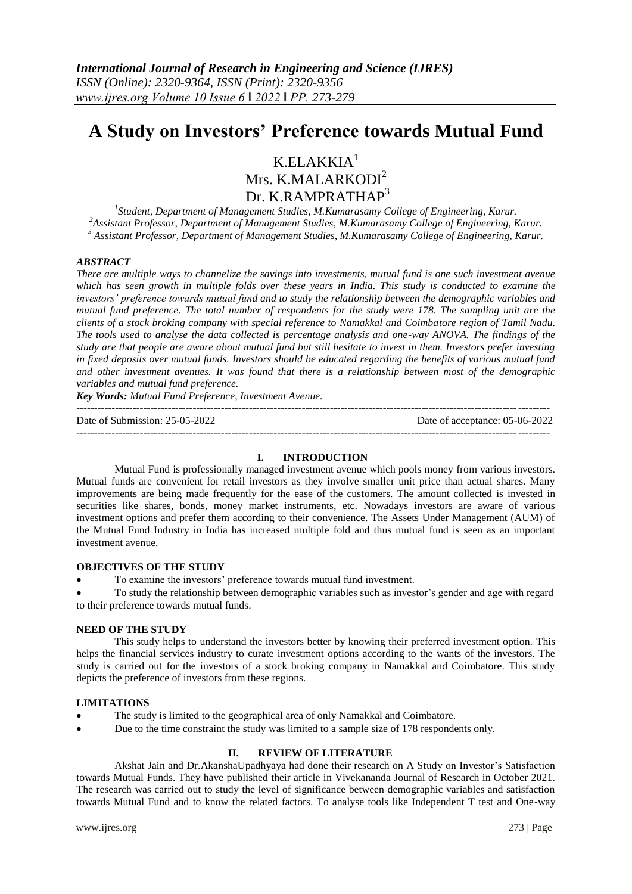# A Study on Investors' Preference towards Mutual Fund

K.ELAKKIA[1]
Mrs. K.MALARKODI[2]
Dr. K.RAMPRATHAP[3]

[1]*Student, Department of Management Studies, M.Kumarasamy College of Engineering, Karur.*
[2]*Assistant Professor, Department of Management Studies, M.Kumarasamy College of Engineering, Karur.*
[3]*Assistant Professor, Department of Management Studies, M.Kumarasamy College of Engineering, Karur.*

***ABSTRACT***

*There are multiple ways to channelize the savings into investments, mutual fund is one such investment avenue which has seen growth in multiple folds over these years in India. This study is conducted to examine the investors' preference towards mutual fund and to study the relationship between the demographic variables and mutual fund preference. The total number of respondents for the study were 178. The sampling unit are the clients of a stock broking company with special reference to Namakkal and Coimbatore region of Tamil Nadu. The tools used to analyse the data collected is percentage analysis and one-way ANOVA. The findings of the study are that people are aware about mutual fund but still hesitate to invest in them. Investors prefer investing in fixed deposits over mutual funds. Investors should be educated regarding the benefits of various mutual fund and other investment avenues. It was found that there is a relationship between most of the demographic variables and mutual fund preference.*

***Key Words:*** *Mutual Fund Preference, Investment Avenue.*

---

Date of Submission: 25-05-2022 | Date of acceptance: 05-06-2022

---

## I. INTRODUCTION

Mutual Fund is professionally managed investment avenue which pools money from various investors. Mutual funds are convenient for retail investors as they involve smaller unit price than actual shares. Many improvements are being made frequently for the ease of the customers. The amount collected is invested in securities like shares, bonds, money market instruments, etc. Nowadays investors are aware of various investment options and prefer them according to their convenience. The Assets Under Management (AUM) of the Mutual Fund Industry in India has increased multiple fold and thus mutual fund is seen as an important investment avenue.

### OBJECTIVES OF THE STUDY

- To examine the investors' preference towards mutual fund investment.
- To study the relationship between demographic variables such as investor's gender and age with regard to their preference towards mutual funds.

### NEED OF THE STUDY

This study helps to understand the investors better by knowing their preferred investment option. This helps the financial services industry to curate investment options according to the wants of the investors. The study is carried out for the investors of a stock broking company in Namakkal and Coimbatore. This study depicts the preference of investors from these regions.

### LIMITATIONS

- The study is limited to the geographical area of only Namakkal and Coimbatore.
- Due to the time constraint the study was limited to a sample size of 178 respondents only.

## II. REVIEW OF LITERATURE

Akshat Jain and Dr.AkanshaUpadhyaya had done their research on A Study on Investor's Satisfaction towards Mutual Funds. They have published their article in Vivekananda Journal of Research in October 2021. The research was carried out to study the level of significance between demographic variables and satisfaction towards Mutual Fund and to know the related factors. To analyse tools like Independent T test and One-way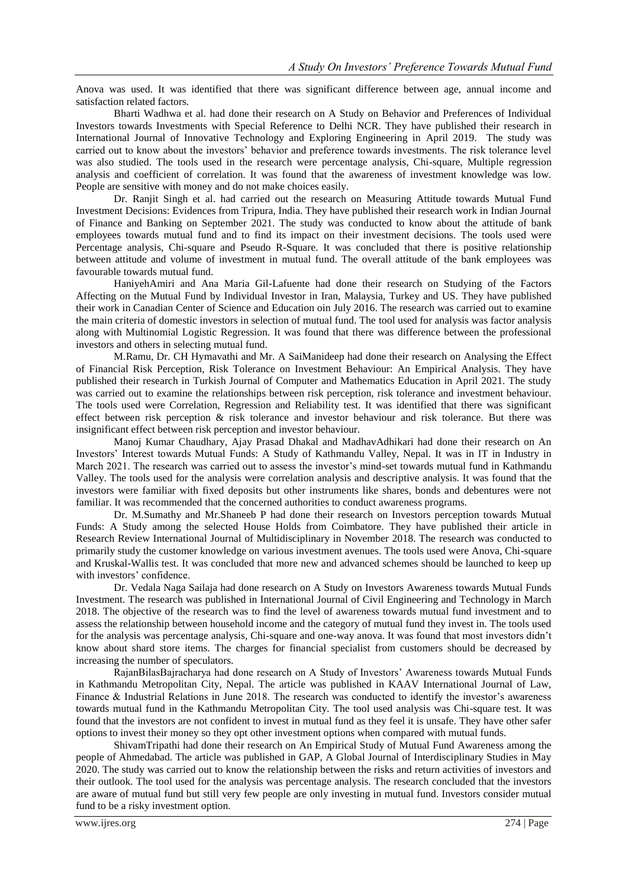Anova was used. It was identified that there was significant difference between age, annual income and satisfaction related factors.

Bharti Wadhwa et al. had done their research on A Study on Behavior and Preferences of Individual Investors towards Investments with Special Reference to Delhi NCR. They have published their research in International Journal of Innovative Technology and Exploring Engineering in April 2019. The study was carried out to know about the investors' behavior and preference towards investments. The risk tolerance level was also studied. The tools used in the research were percentage analysis, Chi-square, Multiple regression analysis and coefficient of correlation. It was found that the awareness of investment knowledge was low. People are sensitive with money and do not make choices easily.

Dr. Ranjit Singh et al. had carried out the research on Measuring Attitude towards Mutual Fund Investment Decisions: Evidences from Tripura, India. They have published their research work in Indian Journal of Finance and Banking on September 2021. The study was conducted to know about the attitude of bank employees towards mutual fund and to find its impact on their investment decisions. The tools used were Percentage analysis, Chi-square and Pseudo R-Square. It was concluded that there is positive relationship between attitude and volume of investment in mutual fund. The overall attitude of the bank employees was favourable towards mutual fund.

HaniyehAmiri and Ana Maria Gil-Lafuente had done their research on Studying of the Factors Affecting on the Mutual Fund by Individual Investor in Iran, Malaysia, Turkey and US. They have published their work in Canadian Center of Science and Education oin July 2016. The research was carried out to examine the main criteria of domestic investors in selection of mutual fund. The tool used for analysis was factor analysis along with Multinomial Logistic Regression. It was found that there was difference between the professional investors and others in selecting mutual fund.

M.Ramu, Dr. CH Hymavathi and Mr. A SaiManideep had done their research on Analysing the Effect of Financial Risk Perception, Risk Tolerance on Investment Behaviour: An Empirical Analysis. They have published their research in Turkish Journal of Computer and Mathematics Education in April 2021. The study was carried out to examine the relationships between risk perception, risk tolerance and investment behaviour. The tools used were Correlation, Regression and Reliability test. It was identified that there was significant effect between risk perception & risk tolerance and investor behaviour and risk tolerance. But there was insignificant effect between risk perception and investor behaviour.

Manoj Kumar Chaudhary, Ajay Prasad Dhakal and MadhavAdhikari had done their research on An Investors' Interest towards Mutual Funds: A Study of Kathmandu Valley, Nepal. It was in IT in Industry in March 2021. The research was carried out to assess the investor's mind-set towards mutual fund in Kathmandu Valley. The tools used for the analysis were correlation analysis and descriptive analysis. It was found that the investors were familiar with fixed deposits but other instruments like shares, bonds and debentures were not familiar. It was recommended that the concerned authorities to conduct awareness programs.

Dr. M.Sumathy and Mr.Shaneeb P had done their research on Investors perception towards Mutual Funds: A Study among the selected House Holds from Coimbatore. They have published their article in Research Review International Journal of Multidisciplinary in November 2018. The research was conducted to primarily study the customer knowledge on various investment avenues. The tools used were Anova, Chi-square and Kruskal-Wallis test. It was concluded that more new and advanced schemes should be launched to keep up with investors' confidence.

Dr. Vedala Naga Sailaja had done research on A Study on Investors Awareness towards Mutual Funds Investment. The research was published in International Journal of Civil Engineering and Technology in March 2018. The objective of the research was to find the level of awareness towards mutual fund investment and to assess the relationship between household income and the category of mutual fund they invest in. The tools used for the analysis was percentage analysis, Chi-square and one-way anova. It was found that most investors didn't know about shard store items. The charges for financial specialist from customers should be decreased by increasing the number of speculators.

RajanBilasBajracharya had done research on A Study of Investors' Awareness towards Mutual Funds in Kathmandu Metropolitan City, Nepal. The article was published in KAAV International Journal of Law, Finance & Industrial Relations in June 2018. The research was conducted to identify the investor's awareness towards mutual fund in the Kathmandu Metropolitan City. The tool used analysis was Chi-square test. It was found that the investors are not confident to invest in mutual fund as they feel it is unsafe. They have other safer options to invest their money so they opt other investment options when compared with mutual funds.

ShivamTripathi had done their research on An Empirical Study of Mutual Fund Awareness among the people of Ahmedabad. The article was published in GAP, A Global Journal of Interdisciplinary Studies in May 2020. The study was carried out to know the relationship between the risks and return activities of investors and their outlook. The tool used for the analysis was percentage analysis. The research concluded that the investors are aware of mutual fund but still very few people are only investing in mutual fund. Investors consider mutual fund to be a risky investment option.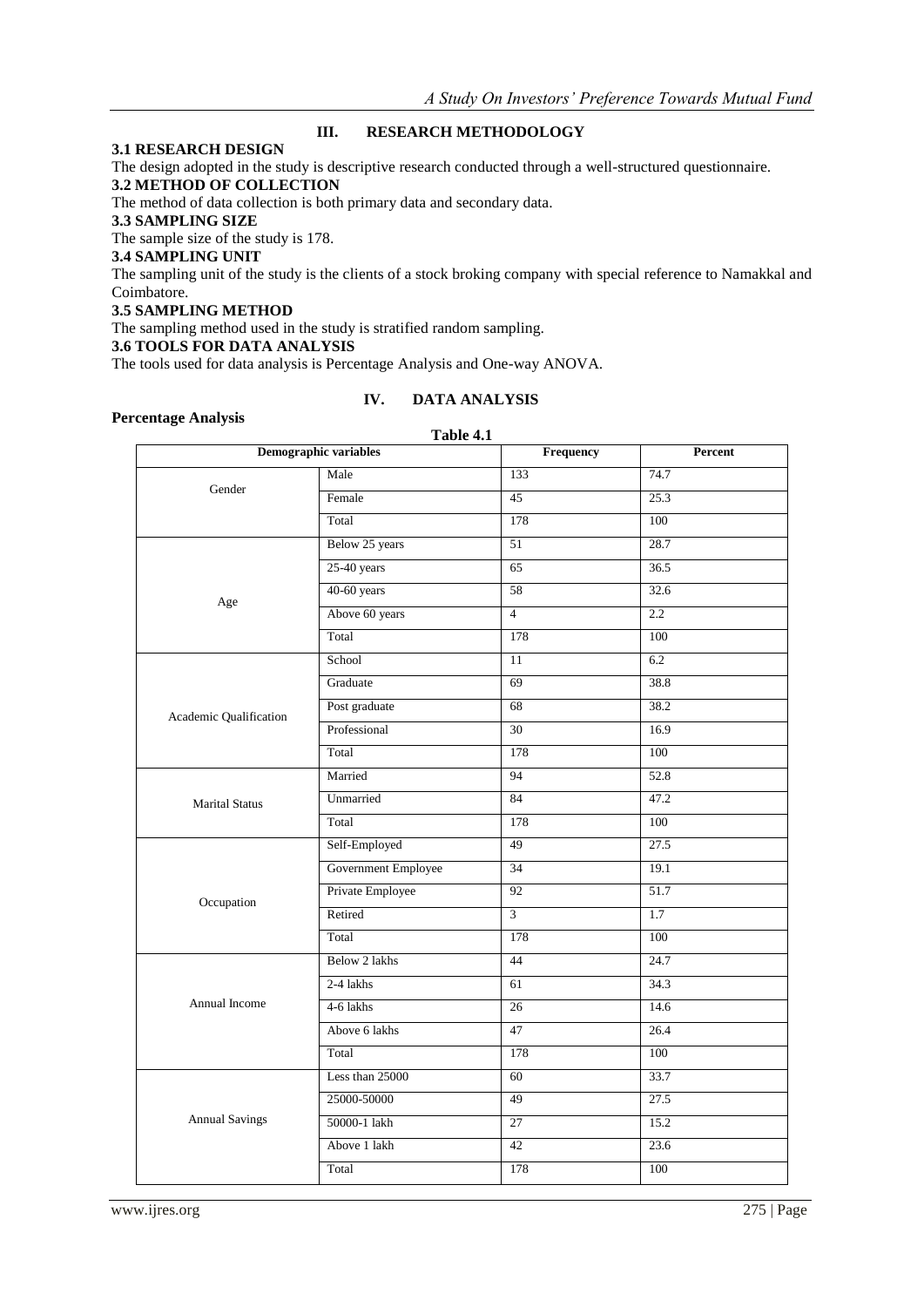## III. RESEARCH METHODOLOGY

### 3.1 RESEARCH DESIGN

The design adopted in the study is descriptive research conducted through a well-structured questionnaire.

### 3.2 METHOD OF COLLECTION

The method of data collection is both primary data and secondary data.

### 3.3 SAMPLING SIZE

The sample size of the study is 178.

### 3.4 SAMPLING UNIT

The sampling unit of the study is the clients of a stock broking company with special reference to Namakkal and Coimbatore.

### 3.5 SAMPLING METHOD

The sampling method used in the study is stratified random sampling.

### 3.6 TOOLS FOR DATA ANALYSIS

The tools used for data analysis is Percentage Analysis and One-way ANOVA.

## IV. DATA ANALYSIS

**Percentage Analysis**

**Table 4.1**

| Demographic variables | | Frequency | Percent |
|---|---|---|---|
| Gender | Male | 133 | 74.7 |
| | Female | 45 | 25.3 |
| | Total | 178 | 100 |
| Age | Below 25 years | 51 | 28.7 |
| | 25-40 years | 65 | 36.5 |
| | 40-60 years | 58 | 32.6 |
| | Above 60 years | 4 | 2.2 |
| | Total | 178 | 100 |
| Academic Qualification | School | 11 | 6.2 |
| | Graduate | 69 | 38.8 |
| | Post graduate | 68 | 38.2 |
| | Professional | 30 | 16.9 |
| | Total | 178 | 100 |
| Marital Status | Married | 94 | 52.8 |
| | Unmarried | 84 | 47.2 |
| | Total | 178 | 100 |
| Occupation | Self-Employed | 49 | 27.5 |
| | Government Employee | 34 | 19.1 |
| | Private Employee | 92 | 51.7 |
| | Retired | 3 | 1.7 |
| | Total | 178 | 100 |
| Annual Income | Below 2 lakhs | 44 | 24.7 |
| | 2-4 lakhs | 61 | 34.3 |
| | 4-6 lakhs | 26 | 14.6 |
| | Above 6 lakhs | 47 | 26.4 |
| | Total | 178 | 100 |
| Annual Savings | Less than 25000 | 60 | 33.7 |
| | 25000-50000 | 49 | 27.5 |
| | 50000-1 lakh | 27 | 15.2 |
| | Above 1 lakh | 42 | 23.6 |
| | Total | 178 | 100 |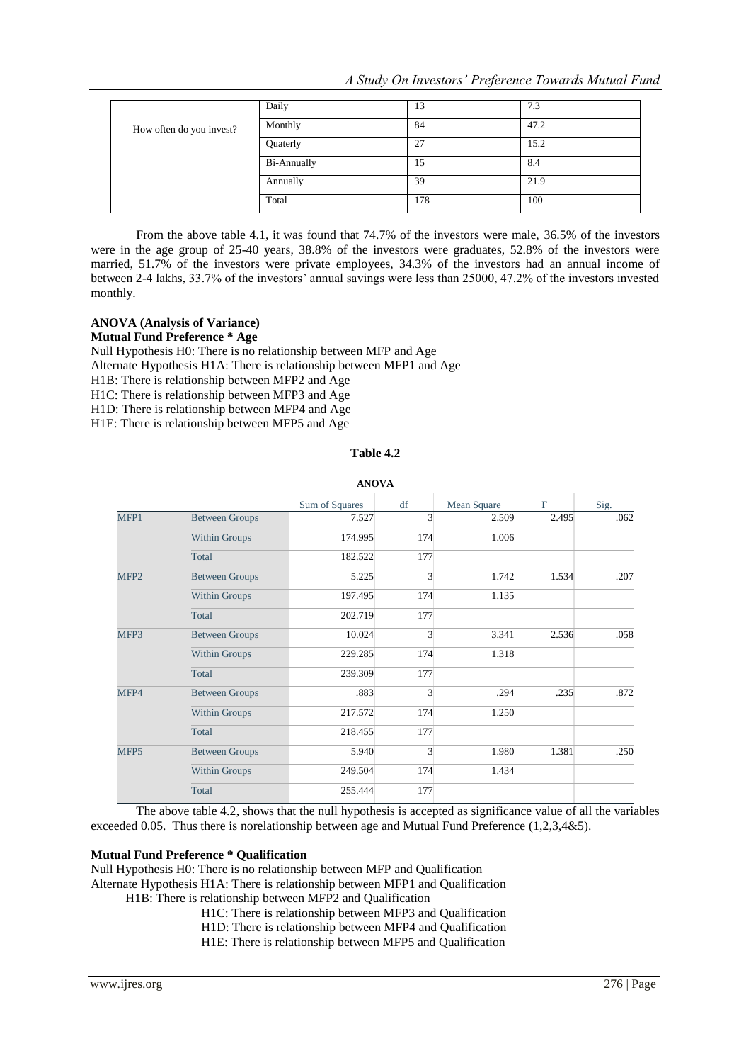| How often do you invest? | Daily | 13 | 7.3 |
|---|---|---|---|
| | Monthly | 84 | 47.2 |
| | Quaterly | 27 | 15.2 |
| | Bi-Annually | 15 | 8.4 |
| | Annually | 39 | 21.9 |
| | Total | 178 | 100 |

From the above table 4.1, it was found that 74.7% of the investors were male, 36.5% of the investors were in the age group of 25-40 years, 38.8% of the investors were graduates, 52.8% of the investors were married, 51.7% of the investors were private employees, 34.3% of the investors had an annual income of between 2-4 lakhs, 33.7% of the investors' annual savings were less than 25000, 47.2% of the investors invested monthly.

**ANOVA (Analysis of Variance)**

**Mutual Fund Preference * Age**

Null Hypothesis H0: There is no relationship between MFP and Age
Alternate Hypothesis H1A: There is relationship between MFP1 and Age
H1B: There is relationship between MFP2 and Age
H1C: There is relationship between MFP3 and Age
H1D: There is relationship between MFP4 and Age
H1E: There is relationship between MFP5 and Age

**Table 4.2**

**ANOVA**

| | | Sum of Squares | df | Mean Square | F | Sig. |
|---|---|---|---|---|---|---|
| MFP1 | Between Groups | 7.527 | 3 | 2.509 | 2.495 | .062 |
| | Within Groups | 174.995 | 174 | 1.006 | | |
| | Total | 182.522 | 177 | | | |
| MFP2 | Between Groups | 5.225 | 3 | 1.742 | 1.534 | .207 |
| | Within Groups | 197.495 | 174 | 1.135 | | |
| | Total | 202.719 | 177 | | | |
| MFP3 | Between Groups | 10.024 | 3 | 3.341 | 2.536 | .058 |
| | Within Groups | 229.285 | 174 | 1.318 | | |
| | Total | 239.309 | 177 | | | |
| MFP4 | Between Groups | .883 | 3 | .294 | .235 | .872 |
| | Within Groups | 217.572 | 174 | 1.250 | | |
| | Total | 218.455 | 177 | | | |
| MFP5 | Between Groups | 5.940 | 3 | 1.980 | 1.381 | .250 |
| | Within Groups | 249.504 | 174 | 1.434 | | |
| | Total | 255.444 | 177 | | | |

The above table 4.2, shows that the null hypothesis is accepted as significance value of all the variables exceeded 0.05. Thus there is norelationship between age and Mutual Fund Preference (1,2,3,4&5).

**Mutual Fund Preference * Qualification**

Null Hypothesis H0: There is no relationship between MFP and Qualification
Alternate Hypothesis H1A: There is relationship between MFP1 and Qualification
H1B: There is relationship between MFP2 and Qualification
H1C: There is relationship between MFP3 and Qualification
H1D: There is relationship between MFP4 and Qualification
H1E: There is relationship between MFP5 and Qualification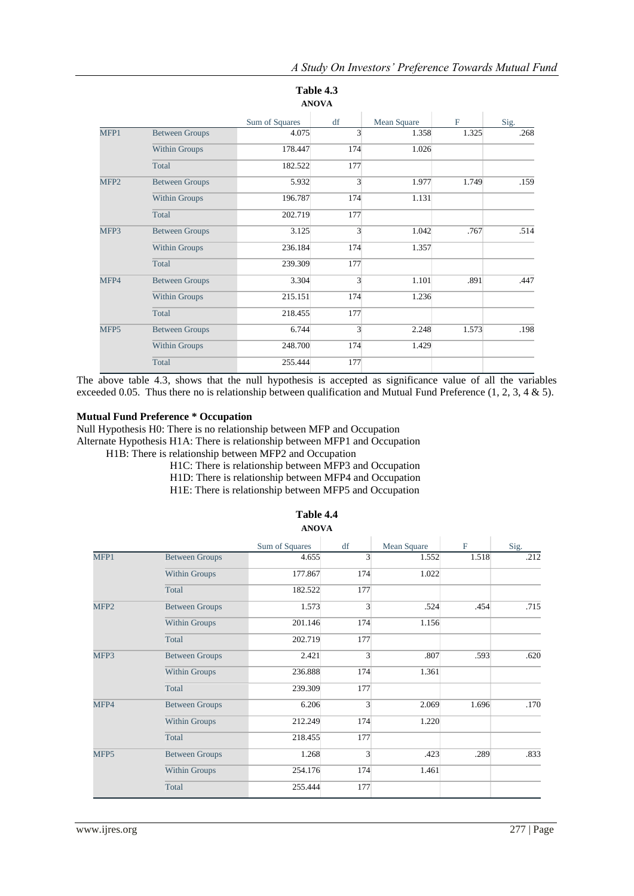**Table 4.3**
**ANOVA**

| | | Sum of Squares | df | Mean Square | F | Sig. |
|---|---|---|---|---|---|---|
| MFP1 | Between Groups | 4.075 | 3 | 1.358 | 1.325 | .268 |
| | Within Groups | 178.447 | 174 | 1.026 | | |
| | Total | 182.522 | 177 | | | |
| MFP2 | Between Groups | 5.932 | 3 | 1.977 | 1.749 | .159 |
| | Within Groups | 196.787 | 174 | 1.131 | | |
| | Total | 202.719 | 177 | | | |
| MFP3 | Between Groups | 3.125 | 3 | 1.042 | .767 | .514 |
| | Within Groups | 236.184 | 174 | 1.357 | | |
| | Total | 239.309 | 177 | | | |
| MFP4 | Between Groups | 3.304 | 3 | 1.101 | .891 | .447 |
| | Within Groups | 215.151 | 174 | 1.236 | | |
| | Total | 218.455 | 177 | | | |
| MFP5 | Between Groups | 6.744 | 3 | 2.248 | 1.573 | .198 |
| | Within Groups | 248.700 | 174 | 1.429 | | |
| | Total | 255.444 | 177 | | | |

The above table 4.3, shows that the null hypothesis is accepted as significance value of all the variables exceeded 0.05. Thus there no is relationship between qualification and Mutual Fund Preference (1, 2, 3, 4 & 5).

**Mutual Fund Preference * Occupation**

Null Hypothesis H0: There is no relationship between MFP and Occupation
Alternate Hypothesis H1A: There is relationship between MFP1 and Occupation
H1B: There is relationship between MFP2 and Occupation
H1C: There is relationship between MFP3 and Occupation
H1D: There is relationship between MFP4 and Occupation
H1E: There is relationship between MFP5 and Occupation

**Table 4.4**
**ANOVA**

| | | Sum of Squares | df | Mean Square | F | Sig. |
|---|---|---|---|---|---|---|
| MFP1 | Between Groups | 4.655 | 3 | 1.552 | 1.518 | .212 |
| | Within Groups | 177.867 | 174 | 1.022 | | |
| | Total | 182.522 | 177 | | | |
| MFP2 | Between Groups | 1.573 | 3 | .524 | .454 | .715 |
| | Within Groups | 201.146 | 174 | 1.156 | | |
| | Total | 202.719 | 177 | | | |
| MFP3 | Between Groups | 2.421 | 3 | .807 | .593 | .620 |
| | Within Groups | 236.888 | 174 | 1.361 | | |
| | Total | 239.309 | 177 | | | |
| MFP4 | Between Groups | 6.206 | 3 | 2.069 | 1.696 | .170 |
| | Within Groups | 212.249 | 174 | 1.220 | | |
| | Total | 218.455 | 177 | | | |
| MFP5 | Between Groups | 1.268 | 3 | .423 | .289 | .833 |
| | Within Groups | 254.176 | 174 | 1.461 | | |
| | Total | 255.444 | 177 | | | |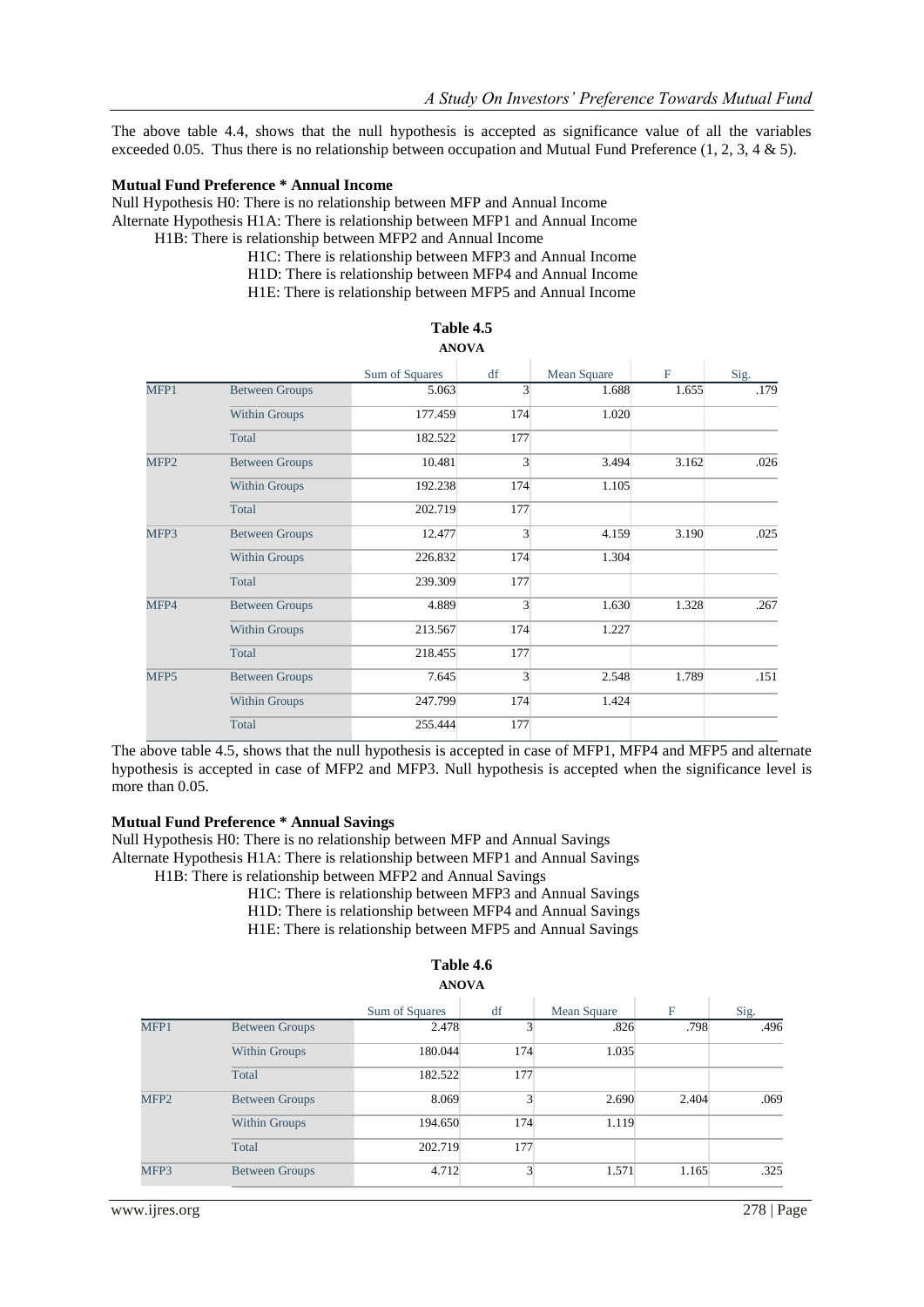The above table 4.4, shows that the null hypothesis is accepted as significance value of all the variables exceeded 0.05. Thus there is no relationship between occupation and Mutual Fund Preference (1, 2, 3, 4 & 5).

**Mutual Fund Preference * Annual Income**

Null Hypothesis H0: There is no relationship between MFP and Annual Income

Alternate Hypothesis H1A: There is relationship between MFP1 and Annual Income

H1B: There is relationship between MFP2 and Annual Income

H1C: There is relationship between MFP3 and Annual Income

H1D: There is relationship between MFP4 and Annual Income

H1E: There is relationship between MFP5 and Annual Income

**Table 4.5**

**ANOVA**

| | | Sum of Squares | df | Mean Square | F | Sig. |
|---|---|---|---|---|---|---|
| MFP1 | Between Groups | 5.063 | 3 | 1.688 | 1.655 | .179 |
| | Within Groups | 177.459 | 174 | 1.020 | | |
| | Total | 182.522 | 177 | | | |
| MFP2 | Between Groups | 10.481 | 3 | 3.494 | 3.162 | .026 |
| | Within Groups | 192.238 | 174 | 1.105 | | |
| | Total | 202.719 | 177 | | | |
| MFP3 | Between Groups | 12.477 | 3 | 4.159 | 3.190 | .025 |
| | Within Groups | 226.832 | 174 | 1.304 | | |
| | Total | 239.309 | 177 | | | |
| MFP4 | Between Groups | 4.889 | 3 | 1.630 | 1.328 | .267 |
| | Within Groups | 213.567 | 174 | 1.227 | | |
| | Total | 218.455 | 177 | | | |
| MFP5 | Between Groups | 7.645 | 3 | 2.548 | 1.789 | .151 |
| | Within Groups | 247.799 | 174 | 1.424 | | |
| | Total | 255.444 | 177 | | | |

The above table 4.5, shows that the null hypothesis is accepted in case of MFP1, MFP4 and MFP5 and alternate hypothesis is accepted in case of MFP2 and MFP3. Null hypothesis is accepted when the significance level is more than 0.05.

**Mutual Fund Preference * Annual Savings**

Null Hypothesis H0: There is no relationship between MFP and Annual Savings

Alternate Hypothesis H1A: There is relationship between MFP1 and Annual Savings

H1B: There is relationship between MFP2 and Annual Savings

H1C: There is relationship between MFP3 and Annual Savings

H1D: There is relationship between MFP4 and Annual Savings

H1E: There is relationship between MFP5 and Annual Savings

**Table 4.6**

**ANOVA**

| | | Sum of Squares | df | Mean Square | F | Sig. |
|---|---|---|---|---|---|---|
| MFP1 | Between Groups | 2.478 | 3 | .826 | .798 | .496 |
| | Within Groups | 180.044 | 174 | 1.035 | | |
| | Total | 182.522 | 177 | | | |
| MFP2 | Between Groups | 8.069 | 3 | 2.690 | 2.404 | .069 |
| | Within Groups | 194.650 | 174 | 1.119 | | |
| | Total | 202.719 | 177 | | | |
| MFP3 | Between Groups | 4.712 | 3 | 1.571 | 1.165 | .325 |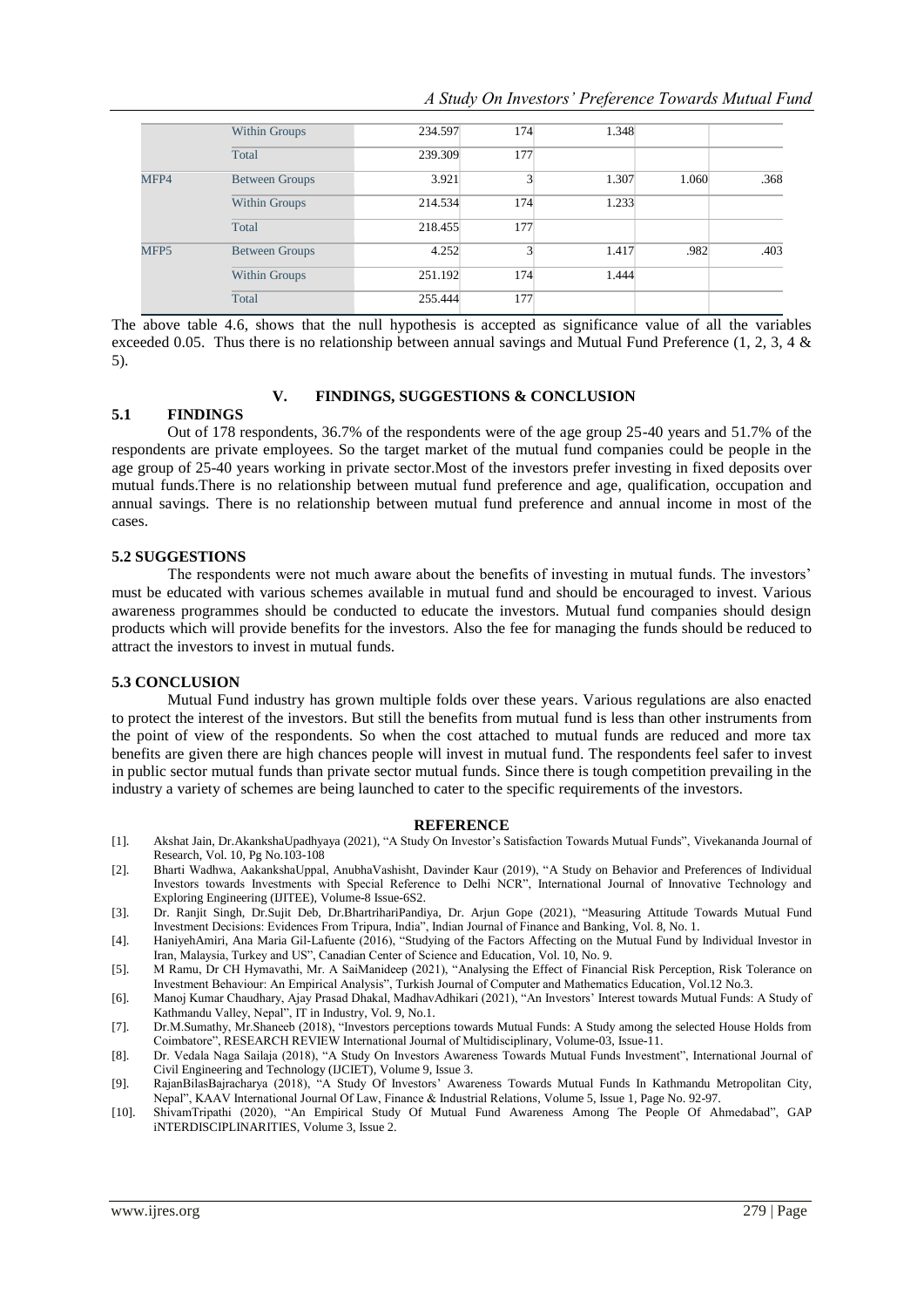| | | | | | | |
|---|---|---|---|---|---|---|
| | Within Groups | 234.597 | 174 | 1.348 | | |
| | Total | 239.309 | 177 | | | |
| MFP4 | Between Groups | 3.921 | 3 | 1.307 | 1.060 | .368 |
| | Within Groups | 214.534 | 174 | 1.233 | | |
| | Total | 218.455 | 177 | | | |
| MFP5 | Between Groups | 4.252 | 3 | 1.417 | .982 | .403 |
| | Within Groups | 251.192 | 174 | 1.444 | | |
| | Total | 255.444 | 177 | | | |

The above table 4.6, shows that the null hypothesis is accepted as significance value of all the variables exceeded 0.05. Thus there is no relationship between annual savings and Mutual Fund Preference (1, 2, 3, 4 & 5).

## V. FINDINGS, SUGGESTIONS & CONCLUSION

### 5.1 FINDINGS

Out of 178 respondents, 36.7% of the respondents were of the age group 25-40 years and 51.7% of the respondents are private employees. So the target market of the mutual fund companies could be people in the age group of 25-40 years working in private sector.Most of the investors prefer investing in fixed deposits over mutual funds.There is no relationship between mutual fund preference and age, qualification, occupation and annual savings. There is no relationship between mutual fund preference and annual income in most of the cases.

### 5.2 SUGGESTIONS

The respondents were not much aware about the benefits of investing in mutual funds. The investors' must be educated with various schemes available in mutual fund and should be encouraged to invest. Various awareness programmes should be conducted to educate the investors. Mutual fund companies should design products which will provide benefits for the investors. Also the fee for managing the funds should be reduced to attract the investors to invest in mutual funds.

### 5.3 CONCLUSION

Mutual Fund industry has grown multiple folds over these years. Various regulations are also enacted to protect the interest of the investors. But still the benefits from mutual fund is less than other instruments from the point of view of the respondents. So when the cost attached to mutual funds are reduced and more tax benefits are given there are high chances people will invest in mutual fund. The respondents feel safer to invest in public sector mutual funds than private sector mutual funds. Since there is tough competition prevailing in the industry a variety of schemes are being launched to cater to the specific requirements of the investors.

## REFERENCE

[1]. Akshat Jain, Dr.AkankshaUpadhyaya (2021), "A Study On Investor's Satisfaction Towards Mutual Funds", Vivekananda Journal of Research, Vol. 10, Pg No.103-108

[2]. Bharti Wadhwa, AakankshaUppal, AnubhaVashisht, Davinder Kaur (2019), "A Study on Behavior and Preferences of Individual Investors towards Investments with Special Reference to Delhi NCR", International Journal of Innovative Technology and Exploring Engineering (IJITEE), Volume-8 Issue-6S2.

[3]. Dr. Ranjit Singh, Dr.Sujit Deb, Dr.BhartrihariPandiya, Dr. Arjun Gope (2021), "Measuring Attitude Towards Mutual Fund Investment Decisions: Evidences From Tripura, India", Indian Journal of Finance and Banking, Vol. 8, No. 1.

[4]. HaniyehAmiri, Ana Maria Gil-Lafuente (2016), "Studying of the Factors Affecting on the Mutual Fund by Individual Investor in Iran, Malaysia, Turkey and US", Canadian Center of Science and Education, Vol. 10, No. 9.

[5]. M Ramu, Dr CH Hymavathi, Mr. A SaiManideep (2021), "Analysing the Effect of Financial Risk Perception, Risk Tolerance on Investment Behaviour: An Empirical Analysis", Turkish Journal of Computer and Mathematics Education, Vol.12 No.3.

[6]. Manoj Kumar Chaudhary, Ajay Prasad Dhakal, MadhavAdhikari (2021), "An Investors' Interest towards Mutual Funds: A Study of Kathmandu Valley, Nepal", IT in Industry, Vol. 9, No.1.

[7]. Dr.M.Sumathy, Mr.Shaneeb (2018), "Investors perceptions towards Mutual Funds: A Study among the selected House Holds from Coimbatore", RESEARCH REVIEW International Journal of Multidisciplinary, Volume-03, Issue-11.

[8]. Dr. Vedala Naga Sailaja (2018), "A Study On Investors Awareness Towards Mutual Funds Investment", International Journal of Civil Engineering and Technology (IJCIET), Volume 9, Issue 3.

[9]. RajanBilasBajracharya (2018), "A Study Of Investors' Awareness Towards Mutual Funds In Kathmandu Metropolitan City, Nepal", KAAV International Journal Of Law, Finance & Industrial Relations, Volume 5, Issue 1, Page No. 92-97.

[10]. ShivamTripathi (2020), "An Empirical Study Of Mutual Fund Awareness Among The People Of Ahmedabad", GAP iNTERDISCIPLINARITIES, Volume 3, Issue 2.